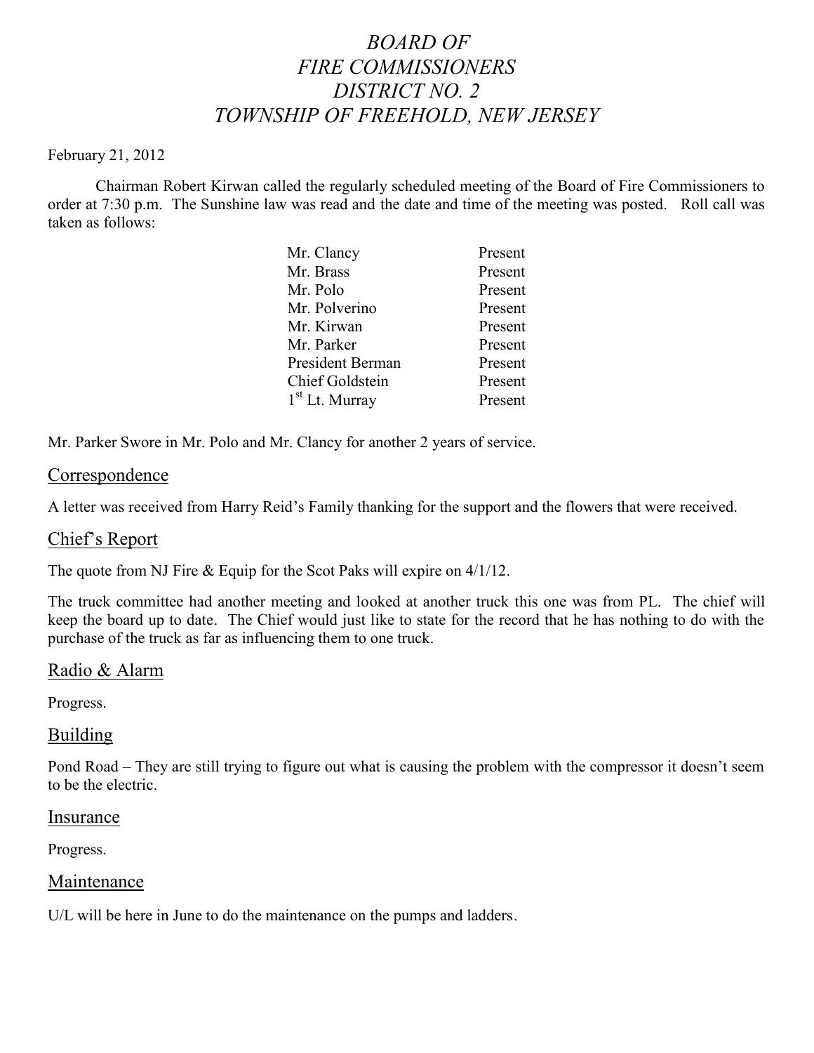# *BOARD OF FIRE COMMISSIONERS DISTRICT NO. 2 TOWNSHIP OF FREEHOLD, NEW JERSEY*

February 21, 2012

Chairman Robert Kirwan called the regularly scheduled meeting of the Board of Fire Commissioners to order at 7:30 p.m. The Sunshine law was read and the date and time of the meeting was posted. Roll call was taken as follows:

| | |
|---|---|
| Mr. Clancy | Present |
| Mr. Brass | Present |
| Mr. Polo | Present |
| Mr. Polverino | Present |
| Mr. Kirwan | Present |
| Mr. Parker | Present |
| President Berman | Present |
| Chief Goldstein | Present |
| 1st Lt. Murray | Present |

Mr. Parker Swore in Mr. Polo and Mr. Clancy for another 2 years of service.

## Correspondence

A letter was received from Harry Reid's Family thanking for the support and the flowers that were received.

## Chief's Report

The quote from NJ Fire & Equip for the Scot Paks will expire on 4/1/12.

The truck committee had another meeting and looked at another truck this one was from PL. The chief will keep the board up to date. The Chief would just like to state for the record that he has nothing to do with the purchase of the truck as far as influencing them to one truck.

## Radio & Alarm

Progress.

## Building

Pond Road – They are still trying to figure out what is causing the problem with the compressor it doesn't seem to be the electric.

## Insurance

Progress.

## Maintenance

U/L will be here in June to do the maintenance on the pumps and ladders.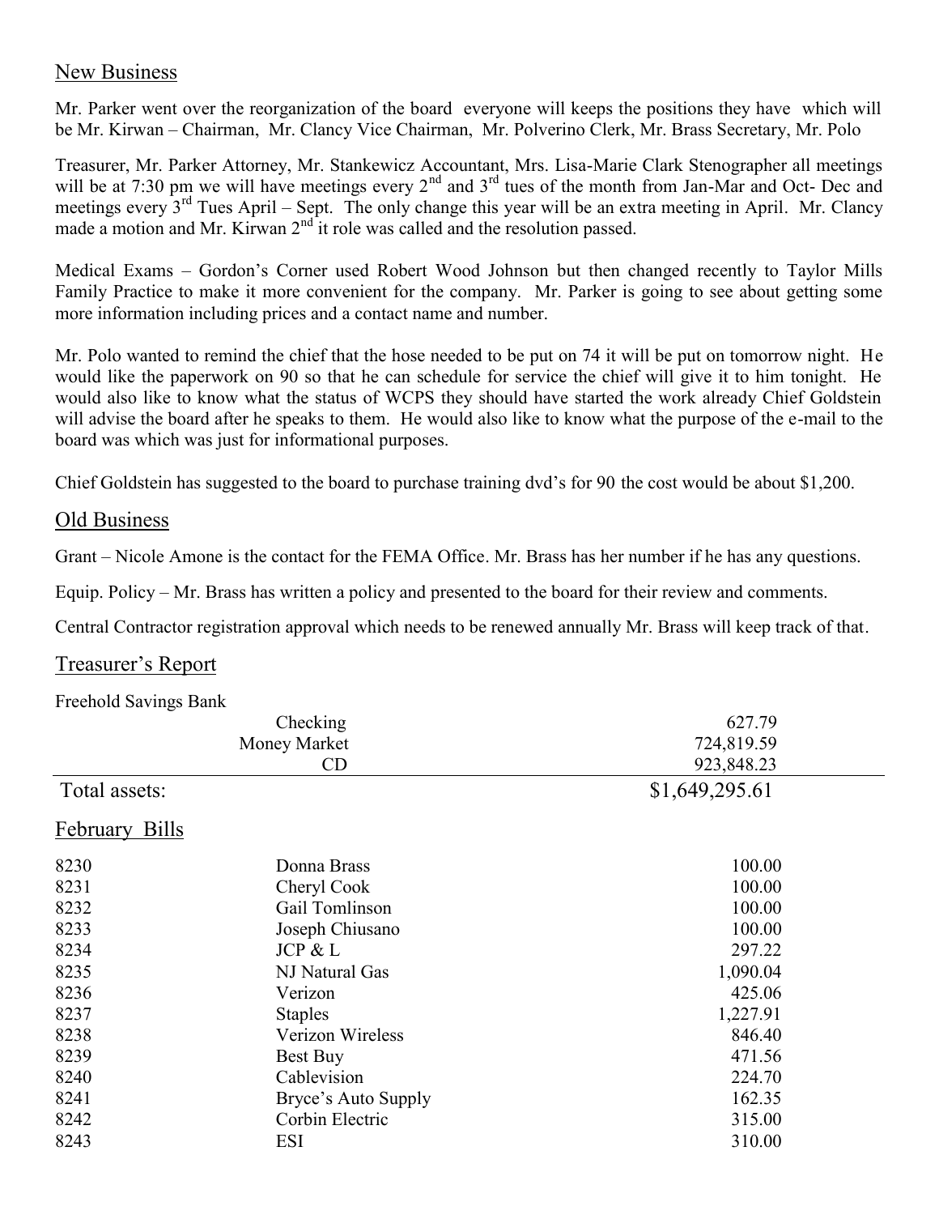## New Business

Mr. Parker went over the reorganization of the board everyone will keeps the positions they have which will be Mr. Kirwan – Chairman, Mr. Clancy Vice Chairman, Mr. Polverino Clerk, Mr. Brass Secretary, Mr. Polo

Treasurer, Mr. Parker Attorney, Mr. Stankewicz Accountant, Mrs. Lisa-Marie Clark Stenographer all meetings will be at 7:30 pm we will have meetings every 2nd and 3rd tues of the month from Jan-Mar and Oct- Dec and meetings every 3rd Tues April – Sept. The only change this year will be an extra meeting in April. Mr. Clancy made a motion and Mr. Kirwan 2nd it role was called and the resolution passed.

Medical Exams – Gordon's Corner used Robert Wood Johnson but then changed recently to Taylor Mills Family Practice to make it more convenient for the company. Mr. Parker is going to see about getting some more information including prices and a contact name and number.

Mr. Polo wanted to remind the chief that the hose needed to be put on 74 it will be put on tomorrow night. He would like the paperwork on 90 so that he can schedule for service the chief will give it to him tonight. He would also like to know what the status of WCPS they should have started the work already Chief Goldstein will advise the board after he speaks to them. He would also like to know what the purpose of the e-mail to the board was which was just for informational purposes.

Chief Goldstein has suggested to the board to purchase training dvd's for 90 the cost would be about $1,200.

## Old Business

Grant – Nicole Amone is the contact for the FEMA Office. Mr. Brass has her number if he has any questions.

Equip. Policy – Mr. Brass has written a policy and presented to the board for their review and comments.

Central Contractor registration approval which needs to be renewed annually Mr. Brass will keep track of that.

## Treasurer's Report

Freehold Savings Bank

| | | |
|---|---|---|
| | Checking | 627.79 |
| | Money Market | 724,819.59 |
| | CD | 923,848.23 |
| Total assets: | | $1,649,295.61 |

## February Bills

| | | |
|---|---|---|
| 8230 | Donna Brass | 100.00 |
| 8231 | Cheryl Cook | 100.00 |
| 8232 | Gail Tomlinson | 100.00 |
| 8233 | Joseph Chiusano | 100.00 |
| 8234 | JCP & L | 297.22 |
| 8235 | NJ Natural Gas | 1,090.04 |
| 8236 | Verizon | 425.06 |
| 8237 | Staples | 1,227.91 |
| 8238 | Verizon Wireless | 846.40 |
| 8239 | Best Buy | 471.56 |
| 8240 | Cablevision | 224.70 |
| 8241 | Bryce's Auto Supply | 162.35 |
| 8242 | Corbin Electric | 315.00 |
| 8243 | ESI | 310.00 |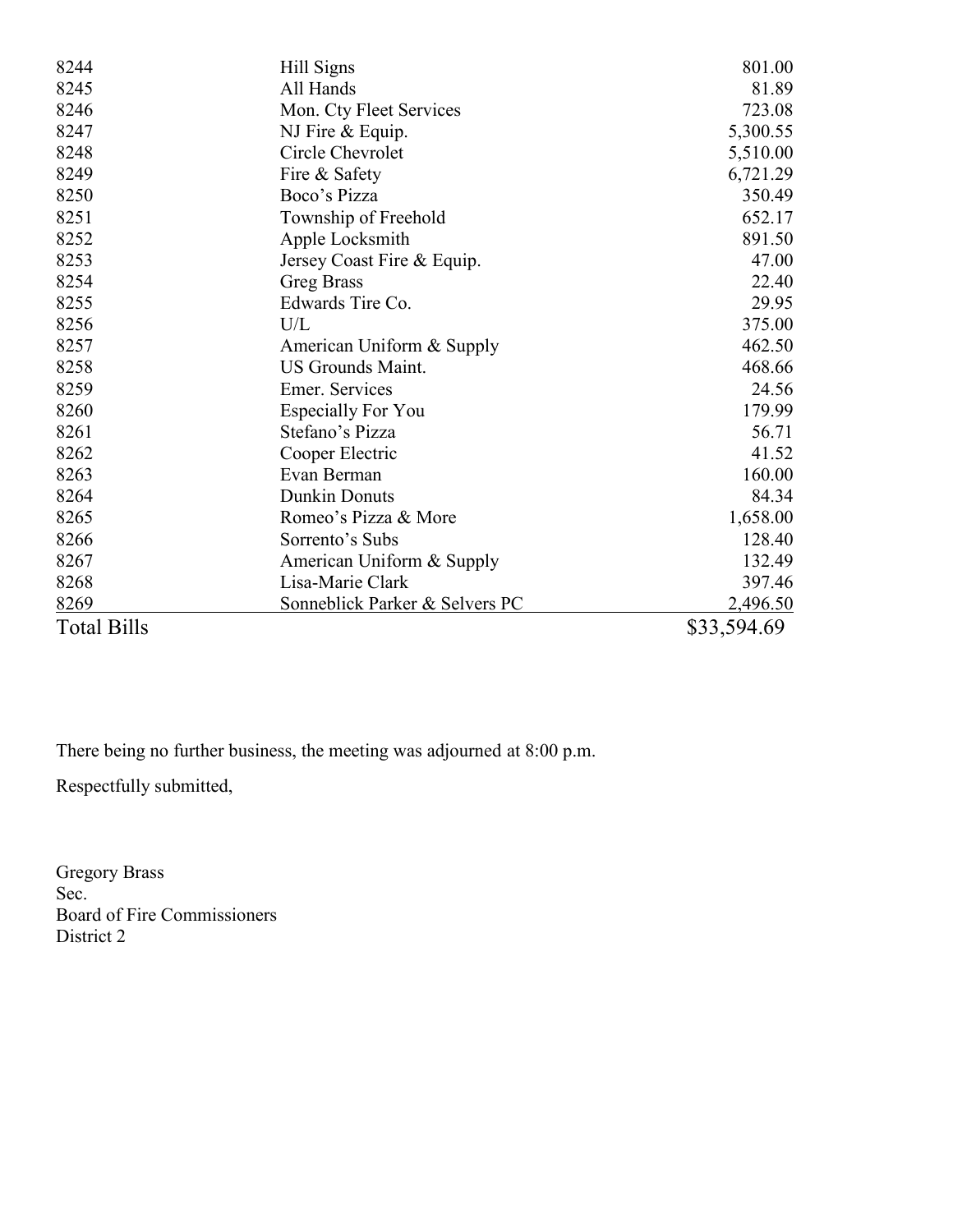| | | |
|---|---|---|
| 8244 | Hill Signs | 801.00 |
| 8245 | All Hands | 81.89 |
| 8246 | Mon. Cty Fleet Services | 723.08 |
| 8247 | NJ Fire & Equip. | 5,300.55 |
| 8248 | Circle Chevrolet | 5,510.00 |
| 8249 | Fire & Safety | 6,721.29 |
| 8250 | Boco's Pizza | 350.49 |
| 8251 | Township of Freehold | 652.17 |
| 8252 | Apple Locksmith | 891.50 |
| 8253 | Jersey Coast Fire & Equip. | 47.00 |
| 8254 | Greg Brass | 22.40 |
| 8255 | Edwards Tire Co. | 29.95 |
| 8256 | U/L | 375.00 |
| 8257 | American Uniform & Supply | 462.50 |
| 8258 | US Grounds Maint. | 468.66 |
| 8259 | Emer. Services | 24.56 |
| 8260 | Especially For You | 179.99 |
| 8261 | Stefano's Pizza | 56.71 |
| 8262 | Cooper Electric | 41.52 |
| 8263 | Evan Berman | 160.00 |
| 8264 | Dunkin Donuts | 84.34 |
| 8265 | Romeo's Pizza & More | 1,658.00 |
| 8266 | Sorrento's Subs | 128.40 |
| 8267 | American Uniform & Supply | 132.49 |
| 8268 | Lisa-Marie Clark | 397.46 |
| 8269 | Sonneblick Parker & Selvers PC | 2,496.50 |
| Total Bills | | $33,594.69 |

There being no further business, the meeting was adjourned at 8:00 p.m.

Respectfully submitted,

Gregory Brass
Sec.
Board of Fire Commissioners
District 2